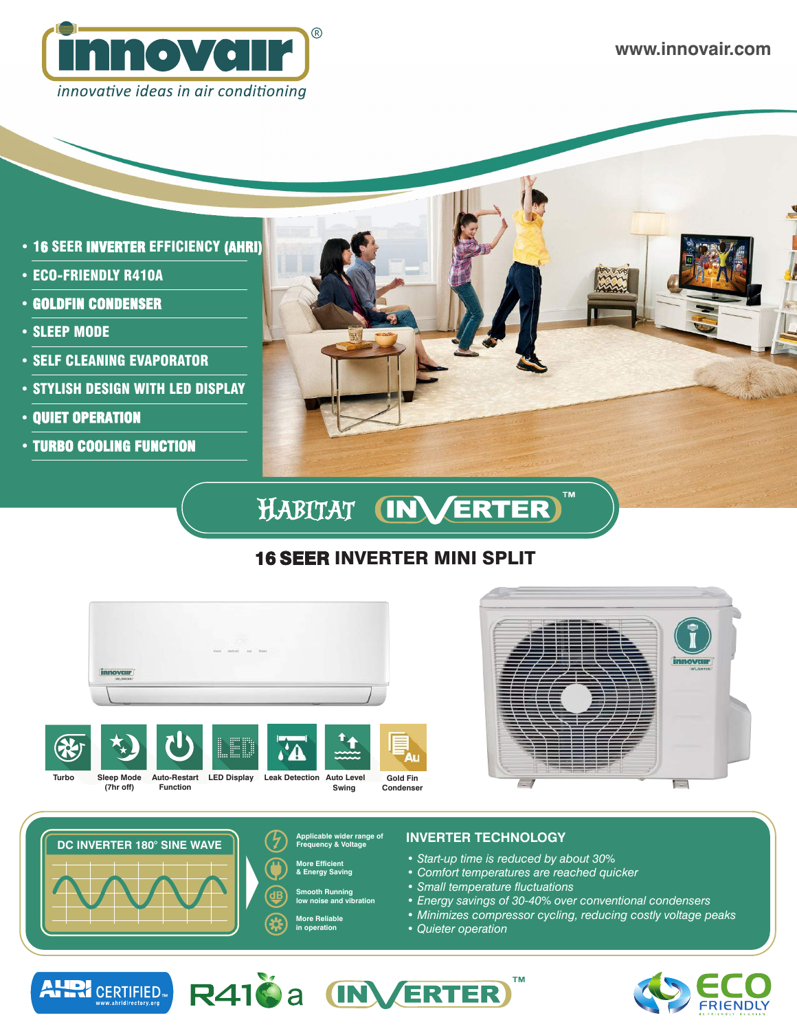innovair®

innovative ideas in air conditioning

www.innovair.com

- 16 SEER INVERTER EFFICIENCY (AHRI)
- ECO-FRIENDLY R410A
- GOLDFIN CONDENSER
- SLEEP MODE
- SELF CLEANING EVAPORATOR
- STYLISH DESIGN WITH LED DISPLAY
- QUIET OPERATION
- TURBO COOLING FUNCTION

# HABITAT INVERTER™

## 16 SEER INVERTER MINI SPLIT

Turbo | Sleep Mode (7hr off) | Auto-Restart Function | LED Display | Leak Detection | Auto Level Swing | Gold Fin Condenser

### DC INVERTER 180° SINE WAVE

- Applicable wider range of Frequency & Voltage
- More Efficient & Energy Saving
- Smooth Running low noise and vibration
- More Reliable in operation

### INVERTER TECHNOLOGY

- *Start-up time is reduced by about 30%*
- *Comfort temperatures are reached quicker*
- *Small temperature fluctuations*
- *Energy savings of 30-40% over conventional condensers*
- *Minimizes compressor cycling, reducing costly voltage peaks*
- *Quieter operation*

AHRI CERTIFIED™ www.ahridirectory.org

R410a

INVERTER™

ECO FRIENDLY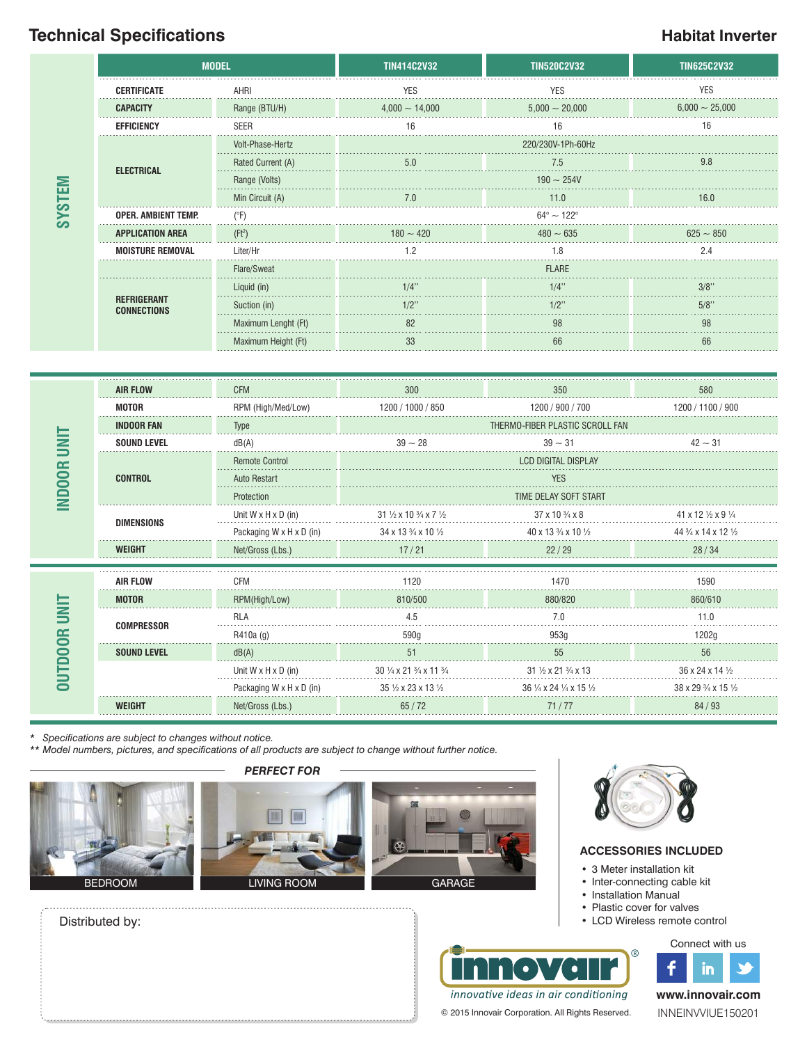## Technical Specifications

**Habitat Inverter**

| | MODEL | | TIN414C2V32 | TIN520C2V32 | TIN625C2V32 |
|---|---|---|---|---|---|
| SYSTEM | CERTIFICATE | AHRI | YES | YES | YES |
| | CAPACITY | Range (BTU/H) | 4,000 ~ 14,000 | 5,000 ~ 20,000 | 6,000 ~ 25,000 |
| | EFFICIENCY | SEER | 16 | 16 | 16 |
| | ELECTRICAL | Volt-Phase-Hertz | 220/230V-1Ph-60Hz | | |
| | | Rated Current (A) | 5.0 | 7.5 | 9.8 |
| | | Range (Volts) | 190 ~ 254V | | |
| | | Min Circuit (A) | 7.0 | 11.0 | 16.0 |
| | OPER. AMBIENT TEMP. | (°F) | 64° ~ 122° | | |
| | APPLICATION AREA | (Ft²) | 180 ~ 420 | 480 ~ 635 | 625 ~ 850 |
| | MOISTURE REMOVAL | Liter/Hr | 1.2 | 1.8 | 2.4 |
| | REFRIGERANT CONNECTIONS | Flare/Sweat | FLARE | | |
| | | Liquid (in) | 1/4'' | 1/4'' | 3/8'' |
| | | Suction (in) | 1/2'' | 1/2'' | 5/8'' |
| | | Maximum Lenght (Ft) | 82 | 98 | 98 |
| | | Maximum Height (Ft) | 33 | 66 | 66 |
| INDOOR UNIT | AIR FLOW | CFM | 300 | 350 | 580 |
| | MOTOR | RPM (High/Med/Low) | 1200 / 1000 / 850 | 1200 / 900 / 700 | 1200 / 1100 / 900 |
| | INDOOR FAN | Type | THERMO-FIBER PLASTIC SCROLL FAN | | |
| | SOUND LEVEL | dB(A) | 39 ~ 28 | 39 ~ 31 | 42 ~ 31 |
| | CONTROL | Remote Control | LCD DIGITAL DISPLAY | | |
| | | Auto Restart | YES | | |
| | | Protection | TIME DELAY SOFT START | | |
| | DIMENSIONS | Unit W x H x D (in) | 31 ½ x 10 ¾ x 7 ½ | 37 x 10 ¾ x 8 | 41 x 12 ½ x 9 ¼ |
| | | Packaging W x H x D (in) | 34 x 13 ¾ x 10 ½ | 40 x 13 ¾ x 10 ½ | 44 ¾ x 14 x 12 ½ |
| | WEIGHT | Net/Gross (Lbs.) | 17 / 21 | 22 / 29 | 28 / 34 |
| OUTDOOR UNIT | AIR FLOW | CFM | 1120 | 1470 | 1590 |
| | MOTOR | RPM(High/Low) | 810/500 | 880/820 | 860/610 |
| | COMPRESSOR | RLA | 4.5 | 7.0 | 11.0 |
| | | R410a (g) | 590g | 953g | 1202g |
| | SOUND LEVEL | dB(A) | 51 | 55 | 56 |
| | | Unit W x H x D (in) | 30 ¼ x 21 ¾ x 11 ¾ | 31 ½ x 21 ¾ x 13 | 36 x 24 x 14 ½ |
| | | Packaging W x H x D (in) | 35 ½ x 23 x 13 ½ | 36 ¼ x 24 ¼ x 15 ½ | 38 x 29 ¾ x 15 ½ |
| | WEIGHT | Net/Gross (Lbs.) | 65 / 72 | 71 / 77 | 84 / 93 |

*\* Specifications are subject to changes without notice.*
*\*\* Model numbers, pictures, and specifications of all products are subject to change without further notice.*

**PERFECT FOR**

BEDROOM

LIVING ROOM

GARAGE

Distributed by:

### ACCESSORIES INCLUDED

- 3 Meter installation kit
- Inter-connecting cable kit
- Installation Manual
- Plastic cover for valves
- LCD Wireless remote control

innovair®
innovative ideas in air conditioning

© 2015 Innovair Corporation. All Rights Reserved.

Connect with us

www.innovair.com

INNEINVVIUE150201